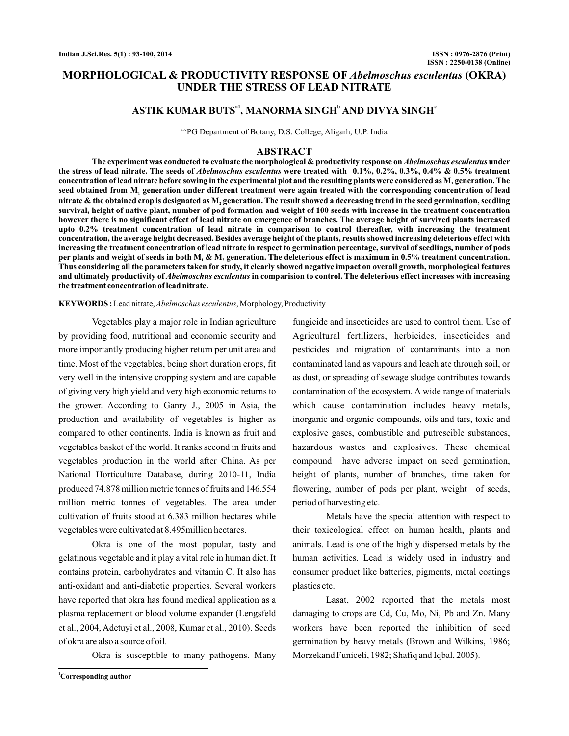# MORPHOLOGICAL & PRODUCTIVITY RESPONSE OF *Abelmoschus esculentus* (OKRA) UNDER THE STRESS OF LEAD NITRATE

**ASTIK KUMAR BUTS[a1], MANORMA SINGH[b] AND DIVYA SINGH[c]**

[abc]PG Department of Botany, D.S. College, Aligarh, U.P. India

## ABSTRACT

**The experiment was conducted to evaluate the morphological & productivity response on *Abelmoschus esculentus* under the stress of lead nitrate. The seeds of *Abelmoschus esculentus* were treated with 0.1%, 0.2%, 0.3%, 0.4% & 0.5% treatment concentration of lead nitrate before sowing in the experimental plot and the resulting plants were considered as $M_1$ generation. The seed obtained from $M_1$ generation under different treatment were again treated with the corresponding concentration of lead nitrate & the obtained crop is designated as $M_2$ generation. The result showed a decreasing trend in the seed germination, seedling survival, height of native plant, number of pod formation and weight of 100 seeds with increase in the treatment concentration however there is no significant effect of lead nitrate on emergence of branches. The average height of survived plants increased upto 0.2% treatment concentration of lead nitrate in comparison to control thereafter, with increasing the treatment concentration, the average height decreased. Besides average height of the plants, results showed increasing deleterious effect with increasing the treatment concentration of lead nitrate in respect to germination percentage, survival of seedlings, number of pods per plants and weight of seeds in both $M_1$ & $M_2$ generation. The deleterious effect is maximum in 0.5% treatment concentration. Thus considering all the parameters taken for study, it clearly showed negative impact on overall growth, morphological features and ultimately productivity of *Abelmoschus esculentus* in comparision to control. The deleterious effect increases with increasing the treatment concentration of lead nitrate.**

**KEYWORDS :** Lead nitrate, *Abelmoschus esculentus*, Morphology, Productivity

Vegetables play a major role in Indian agriculture by providing food, nutritional and economic security and more importantly producing higher return per unit area and time. Most of the vegetables, being short duration crops, fit very well in the intensive cropping system and are capable of giving very high yield and very high economic returns to the grower. According to Ganry J., 2005 in Asia, the production and availability of vegetables is higher as compared to other continents. India is known as fruit and vegetables basket of the world. It ranks second in fruits and vegetables production in the world after China. As per National Horticulture Database, during 2010-11, India produced 74.878 million metric tonnes of fruits and 146.554 million metric tonnes of vegetables. The area under cultivation of fruits stood at 6.383 million hectares while vegetables were cultivated at 8.495million hectares.

Okra is one of the most popular, tasty and gelatinous vegetable and it play a vital role in human diet. It contains protein, carbohydrates and vitamin C. It also has anti-oxidant and anti-diabetic properties. Several workers have reported that okra has found medical application as a plasma replacement or blood volume expander (Lengsfeld et al., 2004, Adetuyi et al., 2008, Kumar et al., 2010). Seeds of okra are also a source of oil.

Okra is susceptible to many pathogens. Many fungicide and insecticides are used to control them. Use of Agricultural fertilizers, herbicides, insecticides and pesticides and migration of contaminants into a non contaminated land as vapours and leach ate through soil, or as dust, or spreading of sewage sludge contributes towards contamination of the ecosystem. A wide range of materials which cause contamination includes heavy metals, inorganic and organic compounds, oils and tars, toxic and explosive gases, combustible and putrescible substances, hazardous wastes and explosives. These chemical compound have adverse impact on seed germination, height of plants, number of branches, time taken for flowering, number of pods per plant, weight of seeds, period of harvesting etc.

Metals have the special attention with respect to their toxicological effect on human health, plants and animals. Lead is one of the highly dispersed metals by the human activities. Lead is widely used in industry and consumer product like batteries, pigments, metal coatings plastics etc.

Lasat, 2002 reported that the metals most damaging to crops are Cd, Cu, Mo, Ni, Pb and Zn. Many workers have been reported the inhibition of seed germination by heavy metals (Brown and Wilkins, 1986; Morzekand Funiceli, 1982; Shafiq and Iqbal, 2005).

[1]Corresponding author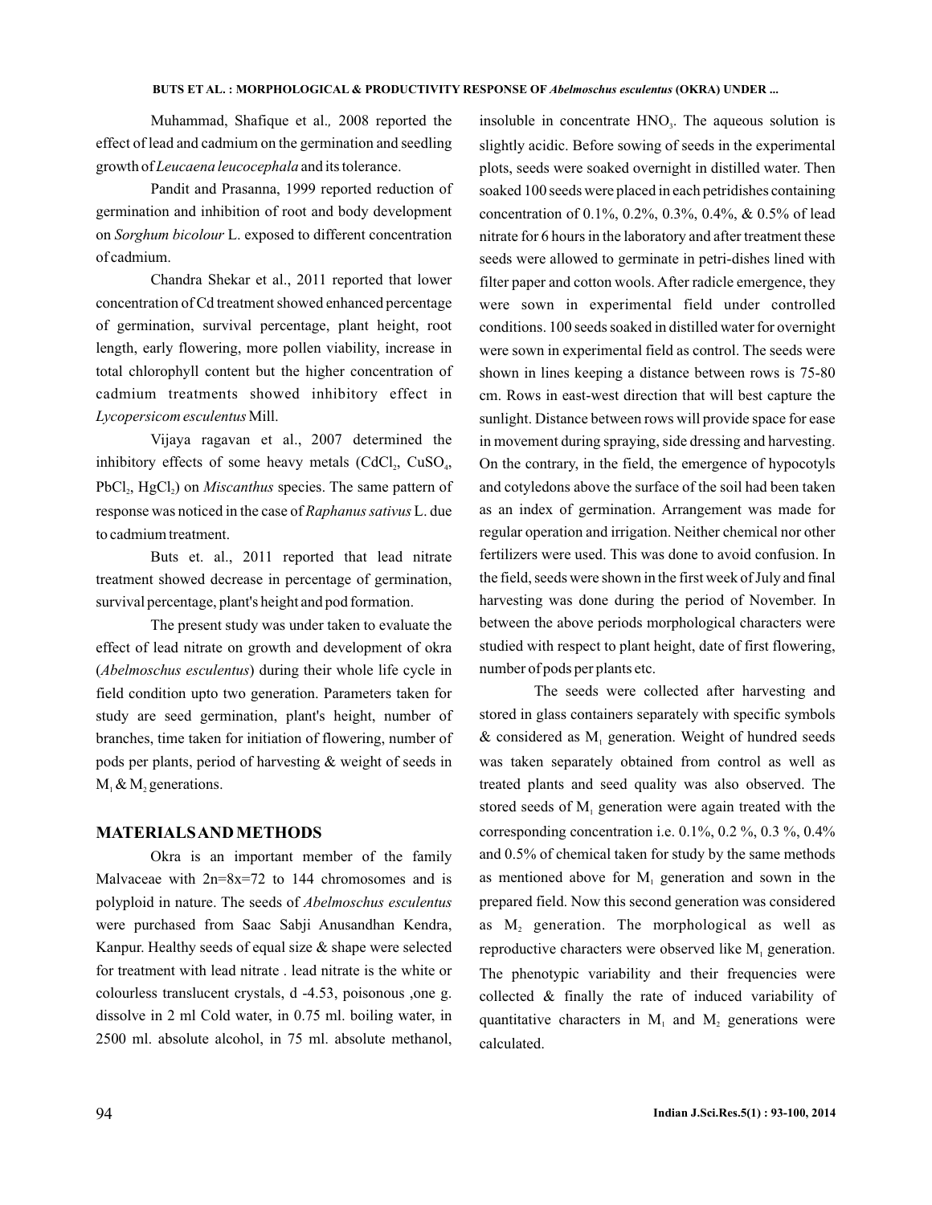Muhammad, Shafique et al., 2008 reported the effect of lead and cadmium on the germination and seedling growth of *Leucaena leucocephala* and its tolerance.

Pandit and Prasanna, 1999 reported reduction of germination and inhibition of root and body development on *Sorghum bicolour* L. exposed to different concentration of cadmium.

Chandra Shekar et al., 2011 reported that lower concentration of Cd treatment showed enhanced percentage of germination, survival percentage, plant height, root length, early flowering, more pollen viability, increase in total chlorophyll content but the higher concentration of cadmium treatments showed inhibitory effect in *Lycopersicom esculentus* Mill.

Vijaya ragavan et al., 2007 determined the inhibitory effects of some heavy metals ($CdCl_2$, $CuSO_4$, $PbCl_2$, $HgCl_2$) on *Miscanthus* species. The same pattern of response was noticed in the case of *Raphanus sativus* L. due to cadmium treatment.

Buts et. al., 2011 reported that lead nitrate treatment showed decrease in percentage of germination, survival percentage, plant's height and pod formation.

The present study was under taken to evaluate the effect of lead nitrate on growth and development of okra (*Abelmoschus esculentus*) during their whole life cycle in field condition upto two generation. Parameters taken for study are seed germination, plant's height, number of branches, time taken for initiation of flowering, number of pods per plants, period of harvesting & weight of seeds in $M_1$ & $M_2$ generations.

## MATERIALS AND METHODS

Okra is an important member of the family Malvaceae with 2n=8x=72 to 144 chromosomes and is polyploid in nature. The seeds of *Abelmoschus esculentus* were purchased from Saac Sabji Anusandhan Kendra, Kanpur. Healthy seeds of equal size & shape were selected for treatment with lead nitrate . lead nitrate is the white or colourless translucent crystals, d -4.53, poisonous ,one g. dissolve in 2 ml Cold water, in 0.75 ml. boiling water, in 2500 ml. absolute alcohol, in 75 ml. absolute methanol, insoluble in concentrate $HNO_3$. The aqueous solution is slightly acidic. Before sowing of seeds in the experimental plots, seeds were soaked overnight in distilled water. Then soaked 100 seeds were placed in each petridishes containing concentration of 0.1%, 0.2%, 0.3%, 0.4%, & 0.5% of lead nitrate for 6 hours in the laboratory and after treatment these seeds were allowed to germinate in petri-dishes lined with filter paper and cotton wools. After radicle emergence, they were sown in experimental field under controlled conditions. 100 seeds soaked in distilled water for overnight were sown in experimental field as control. The seeds were shown in lines keeping a distance between rows is 75-80 cm. Rows in east-west direction that will best capture the sunlight. Distance between rows will provide space for ease in movement during spraying, side dressing and harvesting. On the contrary, in the field, the emergence of hypocotyls and cotyledons above the surface of the soil had been taken as an index of germination. Arrangement was made for regular operation and irrigation. Neither chemical nor other fertilizers were used. This was done to avoid confusion. In the field, seeds were shown in the first week of July and final harvesting was done during the period of November. In between the above periods morphological characters were studied with respect to plant height, date of first flowering, number of pods per plants etc.

The seeds were collected after harvesting and stored in glass containers separately with specific symbols & considered as $M_1$ generation. Weight of hundred seeds was taken separately obtained from control as well as treated plants and seed quality was also observed. The stored seeds of $M_1$ generation were again treated with the corresponding concentration i.e. 0.1%, 0.2 %, 0.3 %, 0.4% and 0.5% of chemical taken for study by the same methods as mentioned above for $M_1$ generation and sown in the prepared field. Now this second generation was considered as $M_2$ generation. The morphological as well as reproductive characters were observed like $M_1$ generation. The phenotypic variability and their frequencies were collected & finally the rate of induced variability of quantitative characters in $M_1$ and $M_2$ generations were calculated.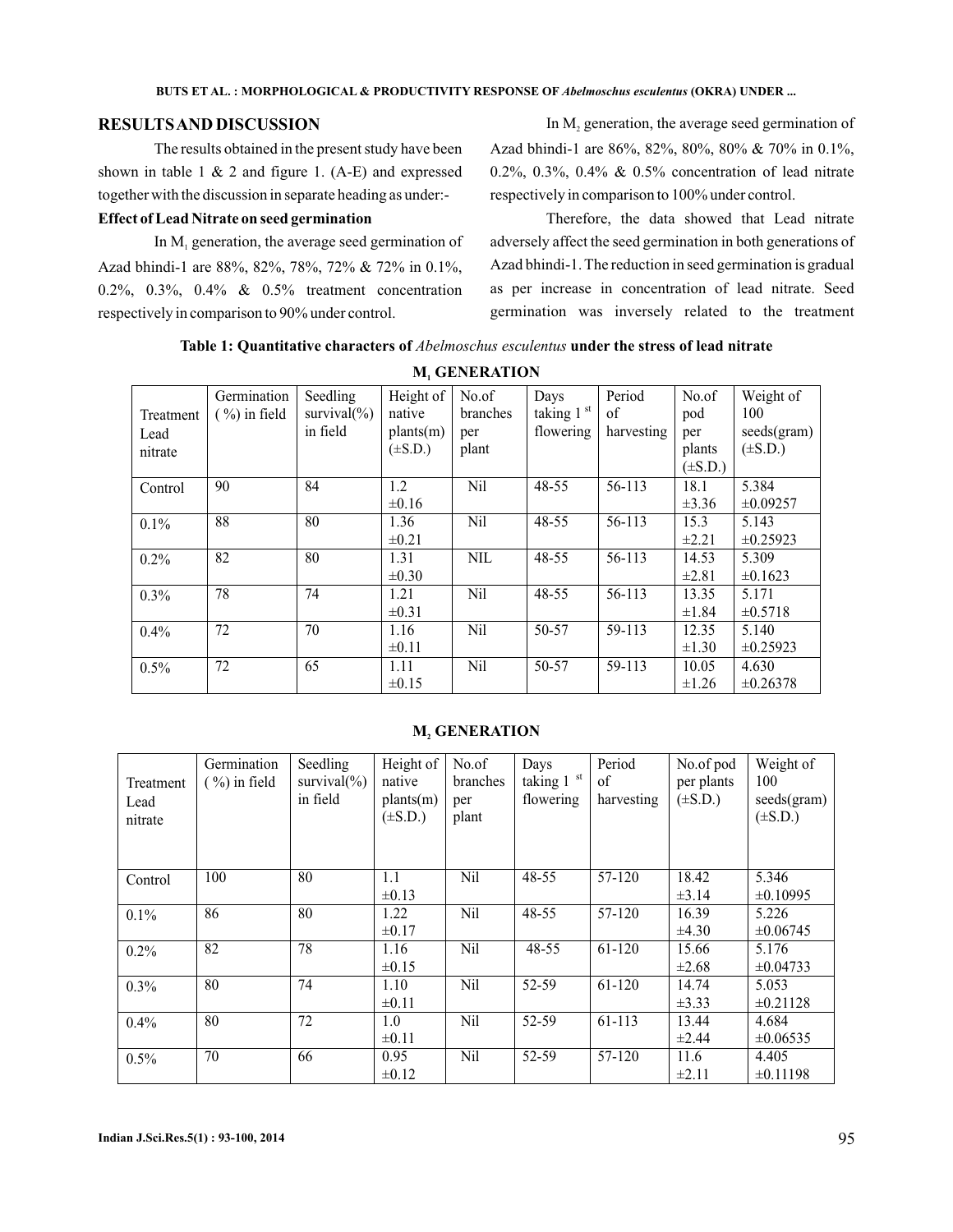## RESULTS AND DISCUSSION

The results obtained in the present study have been shown in table 1 & 2 and figure 1. (A-E) and expressed together with the discussion in separate heading as under:-

### Effect of Lead Nitrate on seed germination

In $M_1$ generation, the average seed germination of Azad bhindi-1 are 88%, 82%, 78%, 72% & 72% in 0.1%, 0.2%, 0.3%, 0.4% & 0.5% treatment concentration respectively in comparison to 90% under control.

In $M_2$ generation, the average seed germination of Azad bhindi-1 are 86%, 82%, 80%, 80% & 70% in 0.1%, 0.2%, 0.3%, 0.4% & 0.5% concentration of lead nitrate respectively in comparison to 100% under control.

Therefore, the data showed that Lead nitrate adversely affect the seed germination in both generations of Azad bhindi-1. The reduction in seed germination is gradual as per increase in concentration of lead nitrate. Seed germination was inversely related to the treatment

**Table 1: Quantitative characters of *Abelmoschus esculentus* under the stress of lead nitrate**

**$M_1$ GENERATION**

| Treatment Lead nitrate | Germination (%) in field | Seedling survival(%) in field | Height of native plants(m) (±S.D.) | No.of branches per plant | Days taking $1^{st}$ flowering | Period of harvesting | No.of pod per plants (±S.D.) | Weight of 100 seeds(gram) (±S.D.) |
|---|---|---|---|---|---|---|---|---|
| Control | 90 | 84 | 1.2 ±0.16 | Nil | 48-55 | 56-113 | 18.1 ±3.36 | 5.384 ±0.09257 |
| 0.1% | 88 | 80 | 1.36 ±0.21 | Nil | 48-55 | 56-113 | 15.3 ±2.21 | 5.143 ±0.25923 |
| 0.2% | 82 | 80 | 1.31 ±0.30 | NIL | 48-55 | 56-113 | 14.53 ±2.81 | 5.309 ±0.1623 |
| 0.3% | 78 | 74 | 1.21 ±0.31 | Nil | 48-55 | 56-113 | 13.35 ±1.84 | 5.171 ±0.5718 |
| 0.4% | 72 | 70 | 1.16 ±0.11 | Nil | 50-57 | 59-113 | 12.35 ±1.30 | 5.140 ±0.25923 |
| 0.5% | 72 | 65 | 1.11 ±0.15 | Nil | 50-57 | 59-113 | 10.05 ±1.26 | 4.630 ±0.26378 |

**$M_2$ GENERATION**

| Treatment Lead nitrate | Germination (%) in field | Seedling survival(%) in field | Height of native plants(m) (±S.D.) | No.of branches per plant | Days taking $1^{st}$ flowering | Period of harvesting | No.of pod per plants (±S.D.) | Weight of 100 seeds(gram) (±S.D.) |
|---|---|---|---|---|---|---|---|---|
| Control | 100 | 80 | 1.1 ±0.13 | Nil | 48-55 | 57-120 | 18.42 ±3.14 | 5.346 ±0.10995 |
| 0.1% | 86 | 80 | 1.22 ±0.17 | Nil | 48-55 | 57-120 | 16.39 ±4.30 | 5.226 ±0.06745 |
| 0.2% | 82 | 78 | 1.16 ±0.15 | Nil | 48-55 | 61-120 | 15.66 ±2.68 | 5.176 ±0.04733 |
| 0.3% | 80 | 74 | 1.10 ±0.11 | Nil | 52-59 | 61-120 | 14.74 ±3.33 | 5.053 ±0.21128 |
| 0.4% | 80 | 72 | 1.0 ±0.11 | Nil | 52-59 | 61-113 | 13.44 ±2.44 | 4.684 ±0.06535 |
| 0.5% | 70 | 66 | 0.95 ±0.12 | Nil | 52-59 | 57-120 | 11.6 ±2.11 | 4.405 ±0.11198 |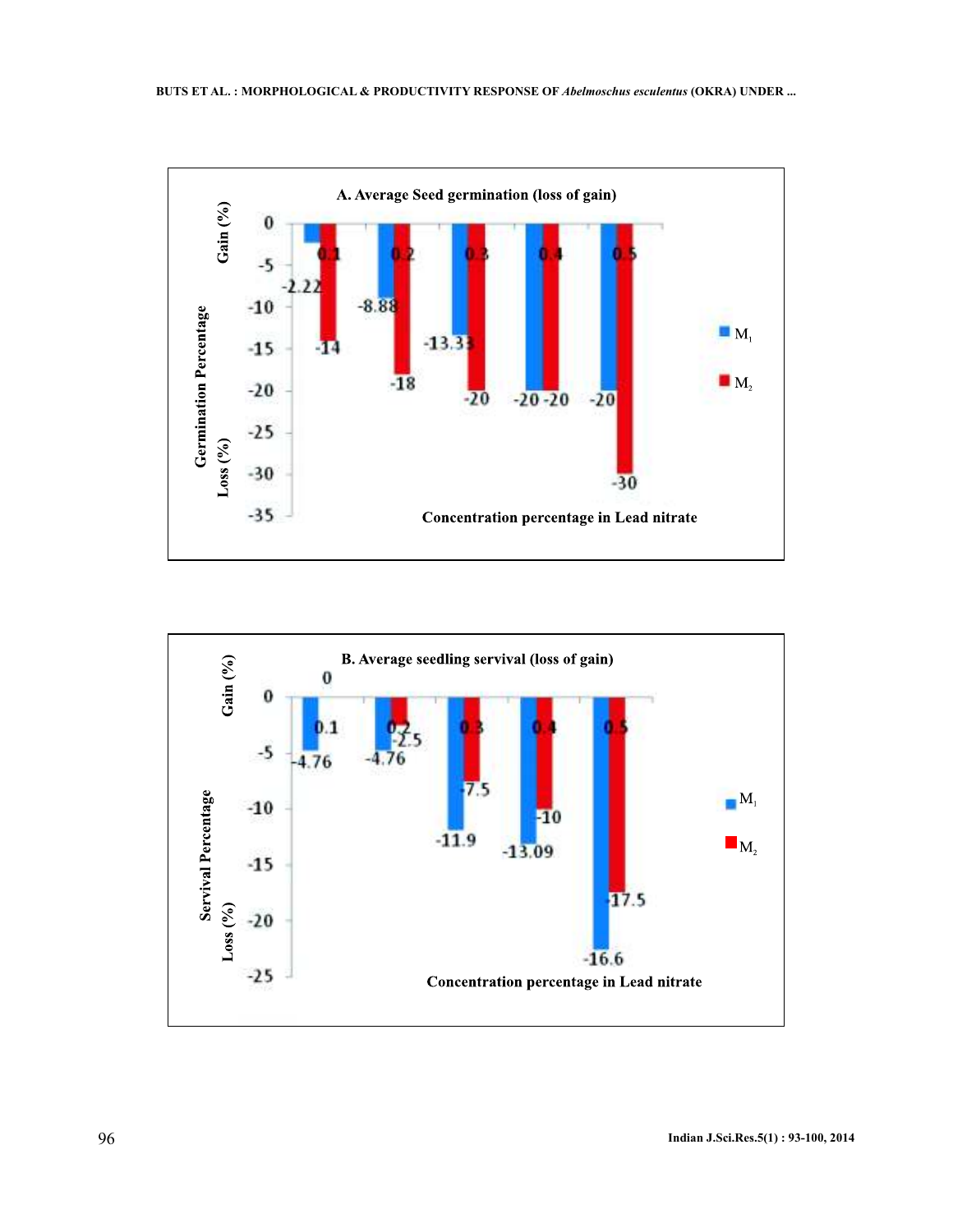**A. Average Seed germination (loss of gain)**

Germination Percentage: Gain (%) / Loss (%)

Concentration percentage in Lead nitrate

| Concentration | $M_1$ | $M_2$ |
|---|---|---|
| 0.1 | -2.22 | -14 |
| 0.2 | -8.88 | -18 |
| 0.3 | -13.33 | -20 |
| 0.4 | -20 | -20 |
| 0.5 | -20 | -30 |

**B. Average seedling servival (loss of gain)**

Servival Percentage: Gain (%) / Loss (%)

Concentration percentage in Lead nitrate

| Concentration | $M_1$ | $M_2$ |
|---|---|---|
| 0.1 | -4.76 | 0 |
| 0.2 | -4.76 | -2.5 |
| 0.3 | -11.9 | -7.5 |
| 0.4 | -13.09 | -10 |
| 0.5 | -16.6 | -17.5 |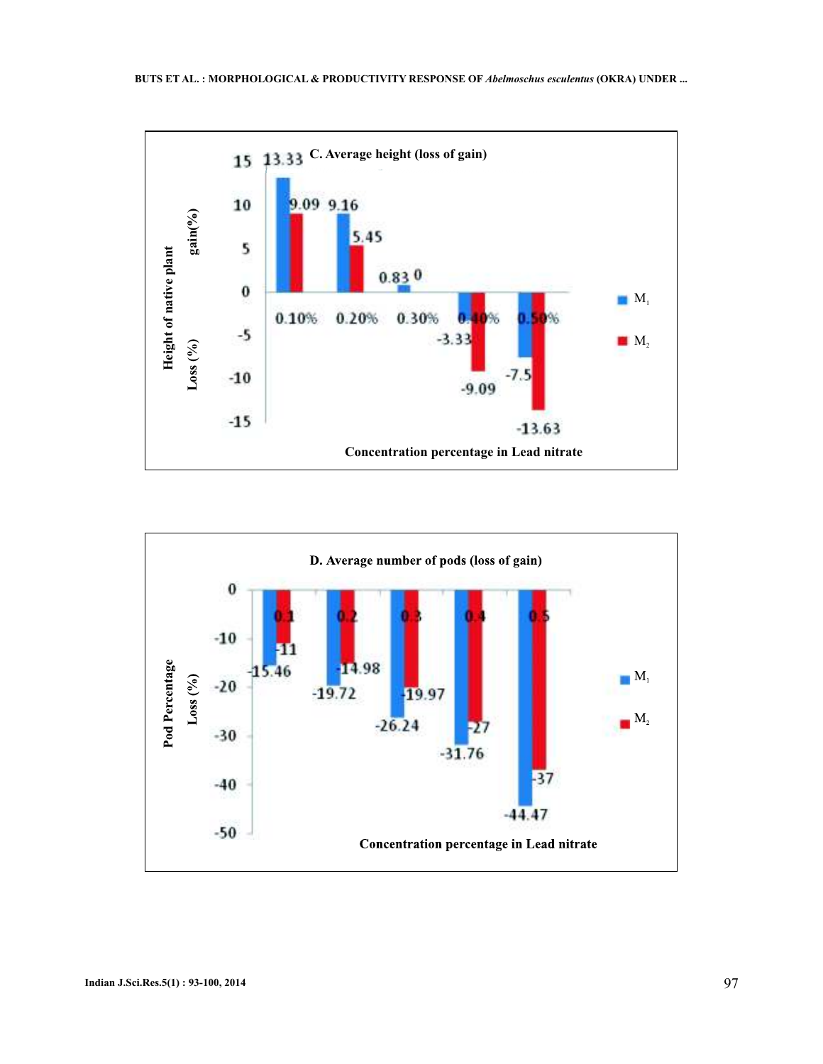**C. Average height (loss of gain)**

Height of native plant gain(%) / Loss (%)

| Concentration percentage in Lead nitrate | $M_1$ | $M_2$ |
|---|---|---|
| 0.10% | 13.33 | 9.09 |
| 0.20% | 9.16 | 5.45 |
| 0.30% | 0.83 | 0 |
| 0.40% | -3.33 | -9.09 |
| 0.50% | -7.5 | -13.63 |

**D. Average number of pods (loss of gain)**

Pod Percentage Loss (%)

| Concentration percentage in Lead nitrate | $M_1$ | $M_2$ |
|---|---|---|
| 0.1 | -15.46 | -11 |
| 0.2 | -19.72 | -14.98 |
| 0.3 | -26.24 | -19.97 |
| 0.4 | -31.76 | -27 |
| 0.5 | -44.47 | -37 |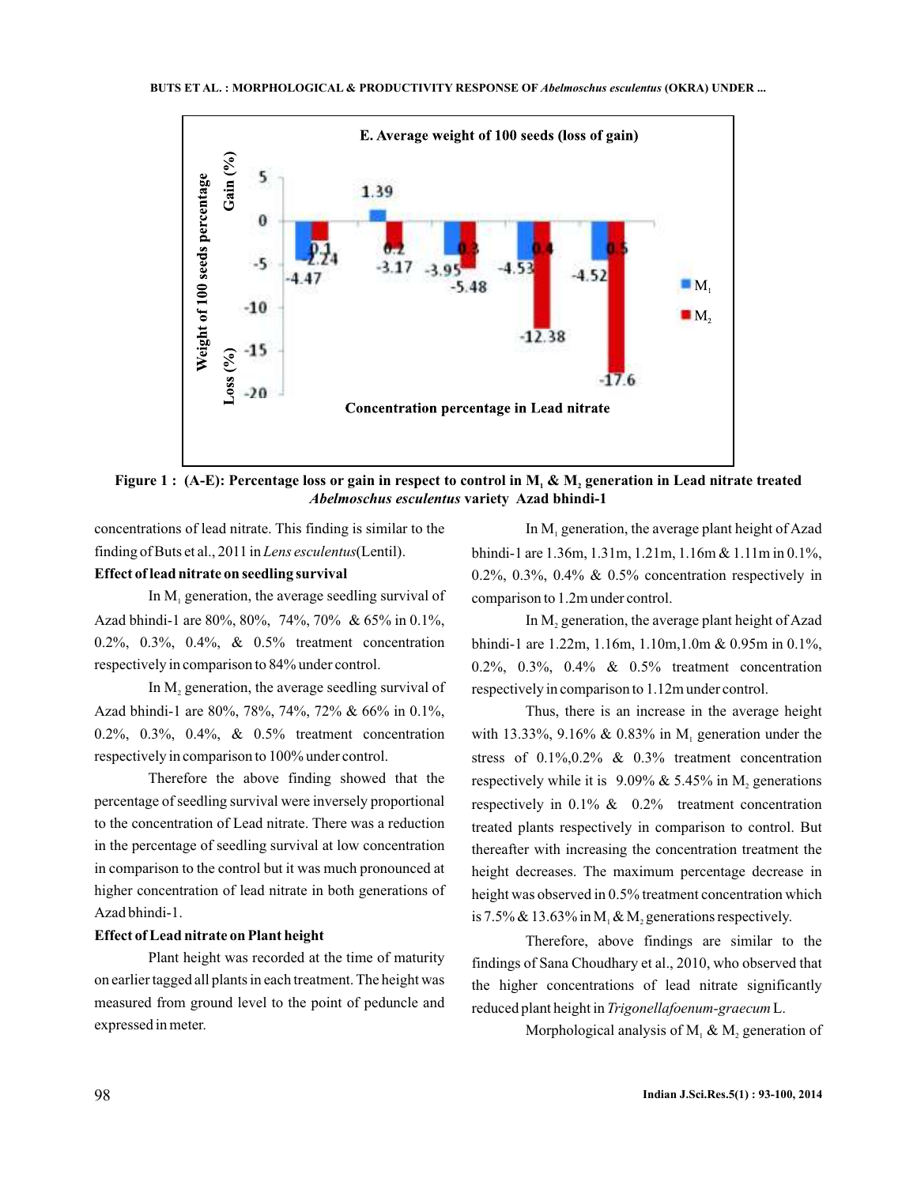E. Average weight of 100 seeds (loss of gain)

Figure 1 : (A-E): Percentage loss or gain in respect to control in $M_1$ & $M_2$ generation in Lead nitrate treated *Abelmoschus esculentus* variety Azad bhindi-1

concentrations of lead nitrate. This finding is similar to the finding of Buts et al., 2011 in *Lens esculentus*(Lentil).

**Effect of lead nitrate on seedling survival**

In $M_1$ generation, the average seedling survival of Azad bhindi-1 are 80%, 80%, 74%, 70% & 65% in 0.1%, 0.2%, 0.3%, 0.4%, & 0.5% treatment concentration respectively in comparison to 84% under control.

In $M_2$ generation, the average seedling survival of Azad bhindi-1 are 80%, 78%, 74%, 72% & 66% in 0.1%, 0.2%, 0.3%, 0.4%, & 0.5% treatment concentration respectively in comparison to 100% under control.

Therefore the above finding showed that the percentage of seedling survival were inversely proportional to the concentration of Lead nitrate. There was a reduction in the percentage of seedling survival at low concentration in comparison to the control but it was much pronounced at higher concentration of lead nitrate in both generations of Azad bhindi-1.

**Effect of Lead nitrate on Plant height**

Plant height was recorded at the time of maturity on earlier tagged all plants in each treatment. The height was measured from ground level to the point of peduncle and expressed in meter.

In $M_1$ generation, the average plant height of Azad bhindi-1 are 1.36m, 1.31m, 1.21m, 1.16m & 1.11m in 0.1%, 0.2%, 0.3%, 0.4% & 0.5% concentration respectively in comparison to 1.2m under control.

In $M_2$ generation, the average plant height of Azad bhindi-1 are 1.22m, 1.16m, 1.10m,1.0m & 0.95m in 0.1%, 0.2%, 0.3%, 0.4% & 0.5% treatment concentration respectively in comparison to 1.12m under control.

Thus, there is an increase in the average height with 13.33%, 9.16% & 0.83% in $M_1$ generation under the stress of 0.1%,0.2% & 0.3% treatment concentration respectively while it is 9.09% & 5.45% in $M_2$ generations respectively in 0.1% & 0.2% treatment concentration treated plants respectively in comparison to control. But thereafter with increasing the concentration treatment the height decreases. The maximum percentage decrease in height was observed in 0.5% treatment concentration which is 7.5% & 13.63% in $M_1$ & $M_2$ generations respectively.

Therefore, above findings are similar to the findings of Sana Choudhary et al., 2010, who observed that the higher concentrations of lead nitrate significantly reduced plant height in *Trigonellafoenum-graecum* L.

Morphological analysis of $M_1$ & $M_2$ generation of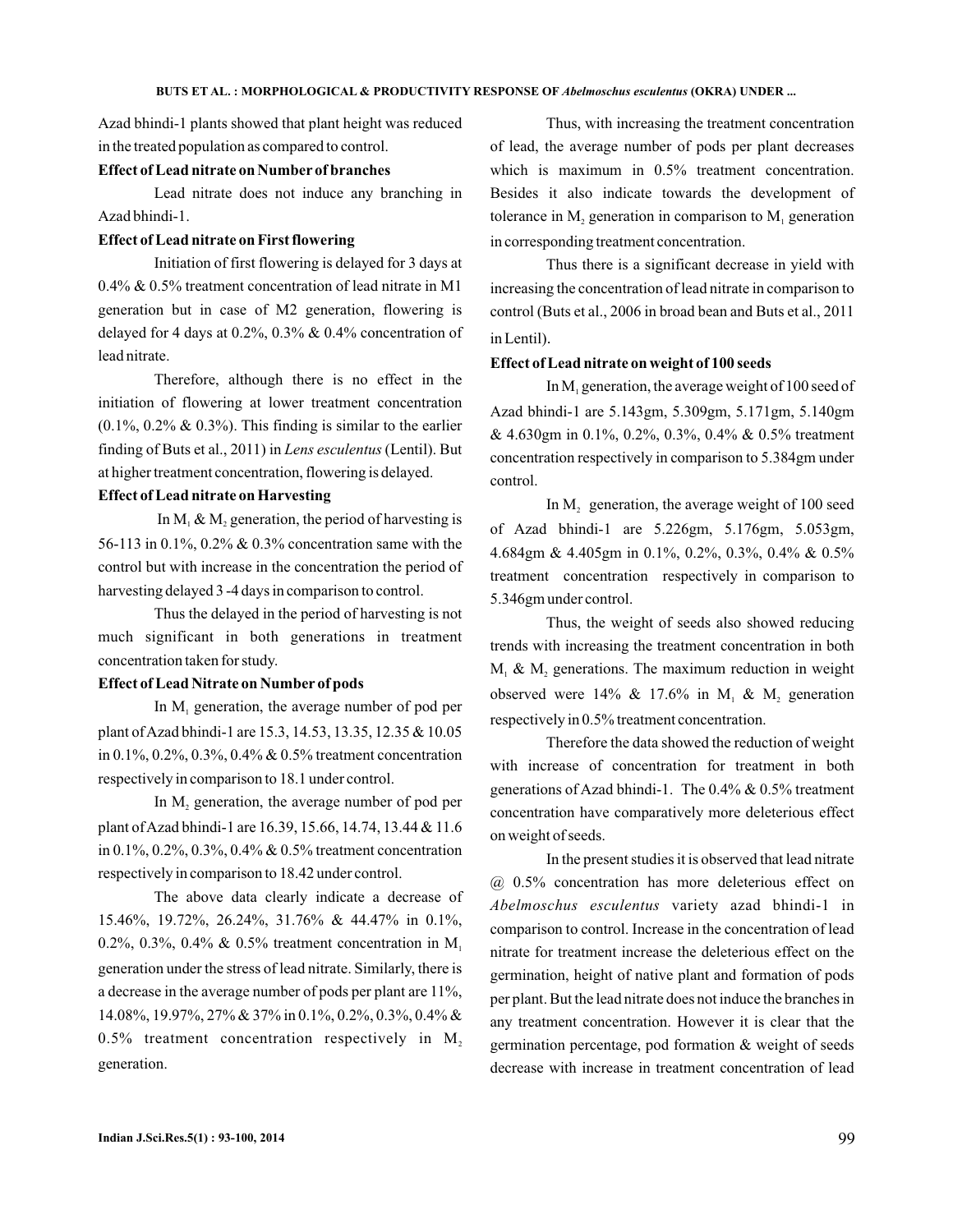Azad bhindi-1 plants showed that plant height was reduced in the treated population as compared to control.

**Effect of Lead nitrate on Number of branches**

Lead nitrate does not induce any branching in Azad bhindi-1.

**Effect of Lead nitrate on First flowering**

Initiation of first flowering is delayed for 3 days at 0.4% & 0.5% treatment concentration of lead nitrate in M1 generation but in case of M2 generation, flowering is delayed for 4 days at 0.2%, 0.3% & 0.4% concentration of lead nitrate.

Therefore, although there is no effect in the initiation of flowering at lower treatment concentration (0.1%, 0.2% & 0.3%). This finding is similar to the earlier finding of Buts et al., 2011) in *Lens esculentus* (Lentil). But at higher treatment concentration, flowering is delayed.

**Effect of Lead nitrate on Harvesting**

In $M_1$ & $M_2$ generation, the period of harvesting is 56-113 in 0.1%, 0.2% & 0.3% concentration same with the control but with increase in the concentration the period of harvesting delayed 3 -4 days in comparison to control.

Thus the delayed in the period of harvesting is not much significant in both generations in treatment concentration taken for study.

**Effect of Lead Nitrate on Number of pods**

In $M_1$ generation, the average number of pod per plant of Azad bhindi-1 are 15.3, 14.53, 13.35, 12.35 & 10.05 in 0.1%, 0.2%, 0.3%, 0.4% & 0.5% treatment concentration respectively in comparison to 18.1 under control.

In $M_2$ generation, the average number of pod per plant of Azad bhindi-1 are 16.39, 15.66, 14.74, 13.44 & 11.6 in 0.1%, 0.2%, 0.3%, 0.4% & 0.5% treatment concentration respectively in comparison to 18.42 under control.

The above data clearly indicate a decrease of 15.46%, 19.72%, 26.24%, 31.76% & 44.47% in 0.1%, 0.2%, 0.3%, 0.4% & 0.5% treatment concentration in $M_1$ generation under the stress of lead nitrate. Similarly, there is a decrease in the average number of pods per plant are 11%, 14.08%, 19.97%, 27% & 37% in 0.1%, 0.2%, 0.3%, 0.4% & 0.5% treatment concentration respectively in $M_2$ generation.

Thus, with increasing the treatment concentration of lead, the average number of pods per plant decreases which is maximum in 0.5% treatment concentration. Besides it also indicate towards the development of tolerance in $M_2$ generation in comparison to $M_1$ generation in corresponding treatment concentration.

Thus there is a significant decrease in yield with increasing the concentration of lead nitrate in comparison to control (Buts et al., 2006 in broad bean and Buts et al., 2011 in Lentil).

**Effect of Lead nitrate on weight of 100 seeds**

In $M_1$ generation, the average weight of 100 seed of Azad bhindi-1 are 5.143gm, 5.309gm, 5.171gm, 5.140gm & 4.630gm in 0.1%, 0.2%, 0.3%, 0.4% & 0.5% treatment concentration respectively in comparison to 5.384gm under control.

In $M_2$ generation, the average weight of 100 seed of Azad bhindi-1 are 5.226gm, 5.176gm, 5.053gm, 4.684gm & 4.405gm in 0.1%, 0.2%, 0.3%, 0.4% & 0.5% treatment concentration respectively in comparison to 5.346gm under control.

Thus, the weight of seeds also showed reducing trends with increasing the treatment concentration in both $M_1$ & $M_2$ generations. The maximum reduction in weight observed were 14% & 17.6% in $M_1$ & $M_2$ generation respectively in 0.5% treatment concentration.

Therefore the data showed the reduction of weight with increase of concentration for treatment in both generations of Azad bhindi-1. The 0.4% & 0.5% treatment concentration have comparatively more deleterious effect on weight of seeds.

In the present studies it is observed that lead nitrate @ 0.5% concentration has more deleterious effect on *Abelmoschus esculentus* variety azad bhindi-1 in comparison to control. Increase in the concentration of lead nitrate for treatment increase the deleterious effect on the germination, height of native plant and formation of pods per plant. But the lead nitrate does not induce the branches in any treatment concentration. However it is clear that the germination percentage, pod formation & weight of seeds decrease with increase in treatment concentration of lead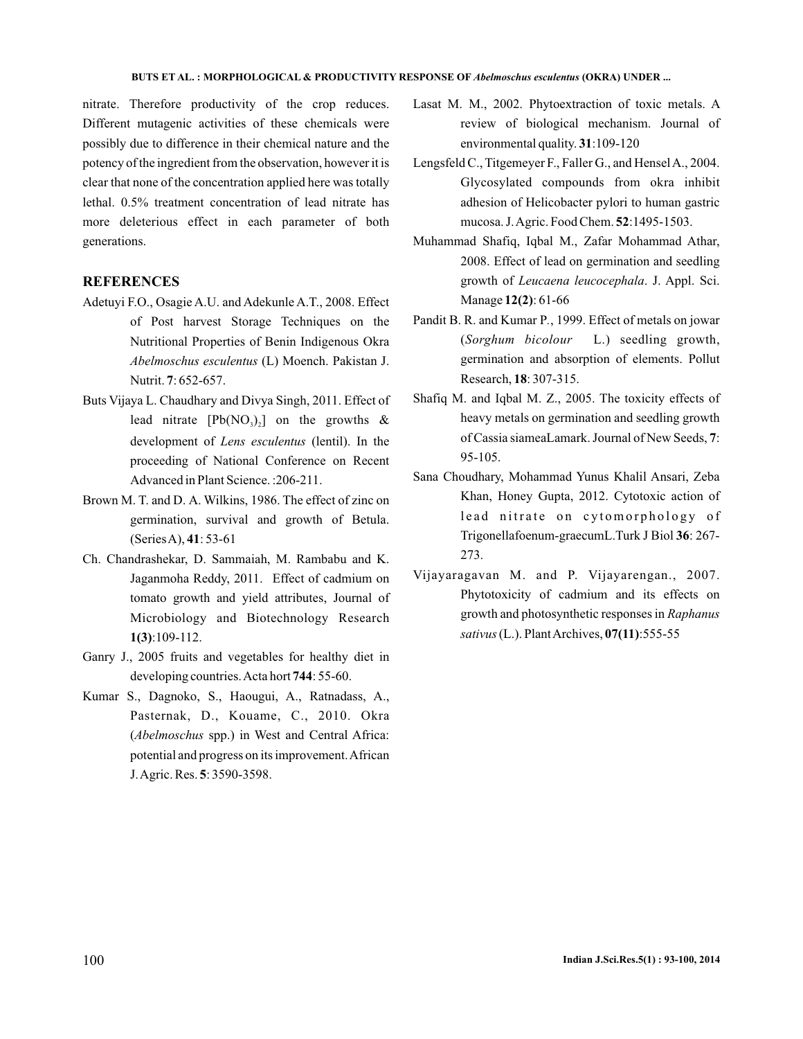nitrate. Therefore productivity of the crop reduces. Different mutagenic activities of these chemicals were possibly due to difference in their chemical nature and the potency of the ingredient from the observation, however it is clear that none of the concentration applied here was totally lethal. 0.5% treatment concentration of lead nitrate has more deleterious effect in each parameter of both generations.

## REFERENCES

Adetuyi F.O., Osagie A.U. and Adekunle A.T., 2008. Effect of Post harvest Storage Techniques on the Nutritional Properties of Benin Indigenous Okra *Abelmoschus esculentus* (L) Moench. Pakistan J. Nutrit. **7**: 652-657.

Buts Vijaya L. Chaudhary and Divya Singh, 2011. Effect of lead nitrate [$Pb(NO_3)_2$] on the growths & development of *Lens esculentus* (lentil). In the proceeding of National Conference on Recent Advanced in Plant Science. :206-211.

Brown M. T. and D. A. Wilkins, 1986. The effect of zinc on germination, survival and growth of Betula. (Series A), **41**: 53-61

Ch. Chandrashekar, D. Sammaiah, M. Rambabu and K. Jaganmoha Reddy, 2011. Effect of cadmium on tomato growth and yield attributes, Journal of Microbiology and Biotechnology Research **1(3)**:109-112.

Ganry J., 2005 fruits and vegetables for healthy diet in developing countries. Acta hort **744**: 55-60.

Kumar S., Dagnoko, S., Haougui, A., Ratnadass, A., Pasternak, D., Kouame, C., 2010. Okra (*Abelmoschus* spp.) in West and Central Africa: potential and progress on its improvement. African J. Agric. Res. **5**: 3590-3598.

Lasat M. M., 2002. Phytoextraction of toxic metals. A review of biological mechanism. Journal of environmental quality. **31**:109-120

Lengsfeld C., Titgemeyer F., Faller G., and Hensel A., 2004. Glycosylated compounds from okra inhibit adhesion of Helicobacter pylori to human gastric mucosa. J. Agric. Food Chem. **52**:1495-1503.

Muhammad Shafiq, Iqbal M., Zafar Mohammad Athar, 2008. Effect of lead on germination and seedling growth of *Leucaena leucocephala*. J. Appl. Sci. Manage **12(2)**: 61-66

Pandit B. R. and Kumar P., 1999. Effect of metals on jowar (*Sorghum bicolour* L.) seedling growth, germination and absorption of elements. Pollut Research, **18**: 307-315.

Shafiq M. and Iqbal M. Z., 2005. The toxicity effects of heavy metals on germination and seedling growth of Cassia siameaLamark. Journal of New Seeds, **7**: 95-105.

Sana Choudhary, Mohammad Yunus Khalil Ansari, Zeba Khan, Honey Gupta, 2012. Cytotoxic action of lead nitrate on cytomorphology of Trigonellafoenum-graecumL.Turk J Biol **36**: 267-273.

Vijayaragavan M. and P. Vijayarengan., 2007. Phytotoxicity of cadmium and its effects on growth and photosynthetic responses in *Raphanus sativus* (L.). Plant Archives, **07(11)**:555-55